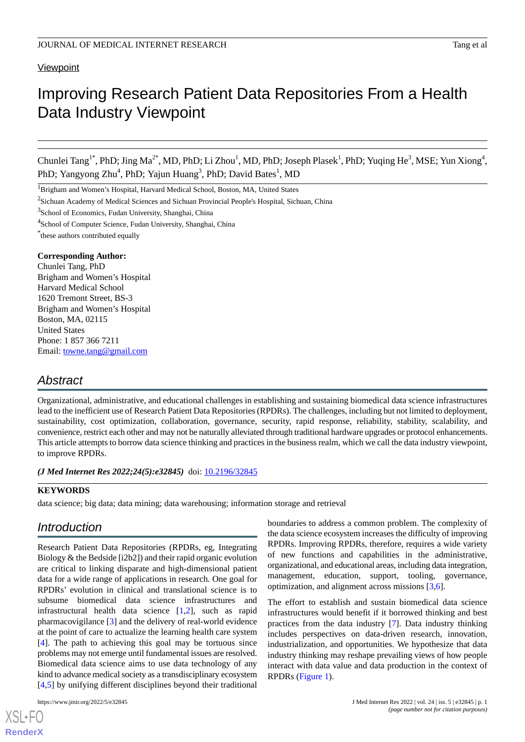Viewpoint

# Improving Research Patient Data Repositories From a Health Data Industry Viewpoint

Chunlei Tang[1*], PhD; Jing Ma[2*], MD, PhD; Li Zhou[1], MD, PhD; Joseph Plasek[1], PhD; Yuqing He[3], MSE; Yun Xiong[4], PhD; Yangyong Zhu[4], PhD; Yajun Huang[3], PhD; David Bates[1], MD

[1]Brigham and Women's Hospital, Harvard Medical School, Boston, MA, United States

[2]Sichuan Academy of Medical Sciences and Sichuan Provincial People's Hospital, Sichuan, China

[3]School of Economics, Fudan University, Shanghai, China

[4]School of Computer Science, Fudan University, Shanghai, China

[*]these authors contributed equally

**Corresponding Author:**
Chunlei Tang, PhD
Brigham and Women's Hospital
Harvard Medical School
1620 Tremont Street, BS-3
Brigham and Women's Hospital
Boston, MA, 02115
United States
Phone: 1 857 366 7211
Email: towne.tang@gmail.com

## Abstract

Organizational, administrative, and educational challenges in establishing and sustaining biomedical data science infrastructures lead to the inefficient use of Research Patient Data Repositories (RPDRs). The challenges, including but not limited to deployment, sustainability, cost optimization, collaboration, governance, security, rapid response, reliability, stability, scalability, and convenience, restrict each other and may not be naturally alleviated through traditional hardware upgrades or protocol enhancements. This article attempts to borrow data science thinking and practices in the business realm, which we call the data industry viewpoint, to improve RPDRs.

***(J Med Internet Res 2022;24(5):e32845)*** doi: 10.2196/32845

**KEYWORDS**

data science; big data; data mining; data warehousing; information storage and retrieval

## Introduction

Research Patient Data Repositories (RPDRs, eg, Integrating Biology & the Bedside [i2b2]) and their rapid organic evolution are critical to linking disparate and high-dimensional patient data for a wide range of applications in research. One goal for RPDRs' evolution in clinical and translational science is to subsume biomedical data science infrastructures and infrastructural health data science [1,2], such as rapid pharmacovigilance [3] and the delivery of real-world evidence at the point of care to actualize the learning health care system [4]. The path to achieving this goal may be tortuous since problems may not emerge until fundamental issues are resolved. Biomedical data science aims to use data technology of any kind to advance medical society as a transdisciplinary ecosystem [4,5] by unifying different disciplines beyond their traditional boundaries to address a common problem. The complexity of the data science ecosystem increases the difficulty of improving RPDRs. Improving RPDRs, therefore, requires a wide variety of new functions and capabilities in the administrative, organizational, and educational areas, including data integration, management, education, support, tooling, governance, optimization, and alignment across missions [3,6].

The effort to establish and sustain biomedical data science infrastructures would benefit if it borrowed thinking and best practices from the data industry [7]. Data industry thinking includes perspectives on data-driven research, innovation, industrialization, and opportunities. We hypothesize that data industry thinking may reshape prevailing views of how people interact with data value and data production in the context of RPDRs (Figure 1).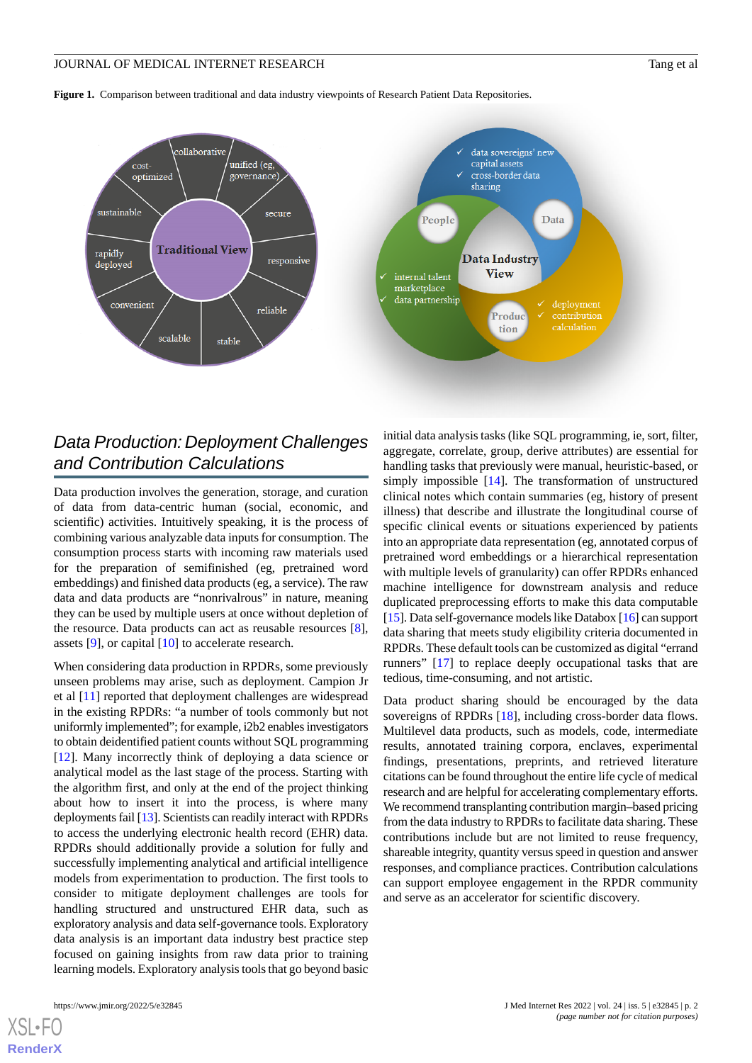**Figure 1.** Comparison between traditional and data industry viewpoints of Research Patient Data Repositories.

## Data Production: Deployment Challenges and Contribution Calculations

Data production involves the generation, storage, and curation of data from data-centric human (social, economic, and scientific) activities. Intuitively speaking, it is the process of combining various analyzable data inputs for consumption. The consumption process starts with incoming raw materials used for the preparation of semifinished (eg, pretrained word embeddings) and finished data products (eg, a service). The raw data and data products are “nonrivalrous” in nature, meaning they can be used by multiple users at once without depletion of the resource. Data products can act as reusable resources [8], assets [9], or capital [10] to accelerate research.

When considering data production in RPDRs, some previously unseen problems may arise, such as deployment. Campion Jr et al [11] reported that deployment challenges are widespread in the existing RPDRs: “a number of tools commonly but not uniformly implemented”; for example, i2b2 enables investigators to obtain deidentified patient counts without SQL programming [12]. Many incorrectly think of deploying a data science or analytical model as the last stage of the process. Starting with the algorithm first, and only at the end of the project thinking about how to insert it into the process, is where many deployments fail [13]. Scientists can readily interact with RPDRs to access the underlying electronic health record (EHR) data. RPDRs should additionally provide a solution for fully and successfully implementing analytical and artificial intelligence models from experimentation to production. The first tools to consider to mitigate deployment challenges are tools for handling structured and unstructured EHR data, such as exploratory analysis and data self-governance tools. Exploratory data analysis is an important data industry best practice step focused on gaining insights from raw data prior to training learning models. Exploratory analysis tools that go beyond basic initial data analysis tasks (like SQL programming, ie, sort, filter, aggregate, correlate, group, derive attributes) are essential for handling tasks that previously were manual, heuristic-based, or simply impossible [14]. The transformation of unstructured clinical notes which contain summaries (eg, history of present illness) that describe and illustrate the longitudinal course of specific clinical events or situations experienced by patients into an appropriate data representation (eg, annotated corpus of pretrained word embeddings or a hierarchical representation with multiple levels of granularity) can offer RPDRs enhanced machine intelligence for downstream analysis and reduce duplicated preprocessing efforts to make this data computable [15]. Data self-governance models like Databox [16] can support data sharing that meets study eligibility criteria documented in RPDRs. These default tools can be customized as digital “errand runners” [17] to replace deeply occupational tasks that are tedious, time-consuming, and not artistic.

Data product sharing should be encouraged by the data sovereigns of RPDRs [18], including cross-border data flows. Multilevel data products, such as models, code, intermediate results, annotated training corpora, enclaves, experimental findings, presentations, preprints, and retrieved literature citations can be found throughout the entire life cycle of medical research and are helpful for accelerating complementary efforts. We recommend transplanting contribution margin–based pricing from the data industry to RPDRs to facilitate data sharing. These contributions include but are not limited to reuse frequency, shareable integrity, quantity versus speed in question and answer responses, and compliance practices. Contribution calculations can support employee engagement in the RPDR community and serve as an accelerator for scientific discovery.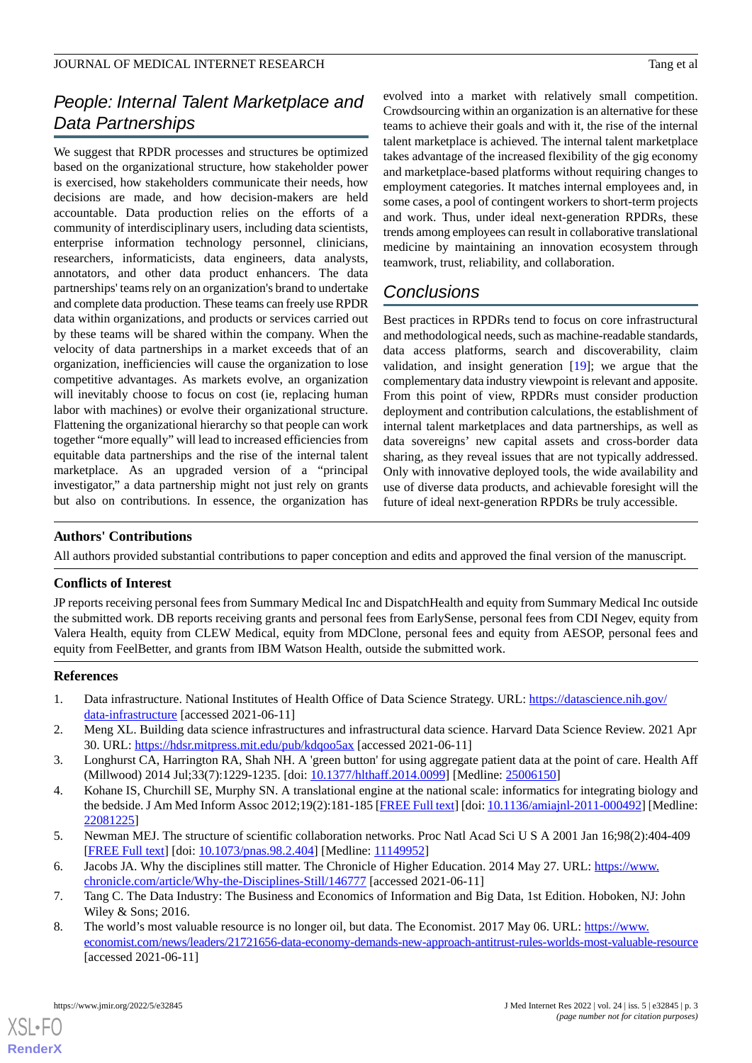## People: Internal Talent Marketplace and Data Partnerships

We suggest that RPDR processes and structures be optimized based on the organizational structure, how stakeholder power is exercised, how stakeholders communicate their needs, how decisions are made, and how decision-makers are held accountable. Data production relies on the efforts of a community of interdisciplinary users, including data scientists, enterprise information technology personnel, clinicians, researchers, informaticists, data engineers, data analysts, annotators, and other data product enhancers. The data partnerships' teams rely on an organization's brand to undertake and complete data production. These teams can freely use RPDR data within organizations, and products or services carried out by these teams will be shared within the company. When the velocity of data partnerships in a market exceeds that of an organization, inefficiencies will cause the organization to lose competitive advantages. As markets evolve, an organization will inevitably choose to focus on cost (ie, replacing human labor with machines) or evolve their organizational structure. Flattening the organizational hierarchy so that people can work together "more equally" will lead to increased efficiencies from equitable data partnerships and the rise of the internal talent marketplace. As an upgraded version of a "principal investigator," a data partnership might not just rely on grants but also on contributions. In essence, the organization has evolved into a market with relatively small competition. Crowdsourcing within an organization is an alternative for these teams to achieve their goals and with it, the rise of the internal talent marketplace is achieved. The internal talent marketplace takes advantage of the increased flexibility of the gig economy and marketplace-based platforms without requiring changes to employment categories. It matches internal employees and, in some cases, a pool of contingent workers to short-term projects and work. Thus, under ideal next-generation RPDRs, these trends among employees can result in collaborative translational medicine by maintaining an innovation ecosystem through teamwork, trust, reliability, and collaboration.

## Conclusions

Best practices in RPDRs tend to focus on core infrastructural and methodological needs, such as machine-readable standards, data access platforms, search and discoverability, claim validation, and insight generation [19]; we argue that the complementary data industry viewpoint is relevant and apposite. From this point of view, RPDRs must consider production deployment and contribution calculations, the establishment of internal talent marketplaces and data partnerships, as well as data sovereigns' new capital assets and cross-border data sharing, as they reveal issues that are not typically addressed. Only with innovative deployed tools, the wide availability and use of diverse data products, and achievable foresight will the future of ideal next-generation RPDRs be truly accessible.

### Authors' Contributions

All authors provided substantial contributions to paper conception and edits and approved the final version of the manuscript.

### Conflicts of Interest

JP reports receiving personal fees from Summary Medical Inc and DispatchHealth and equity from Summary Medical Inc outside the submitted work. DB reports receiving grants and personal fees from EarlySense, personal fees from CDI Negev, equity from Valera Health, equity from CLEW Medical, equity from MDClone, personal fees and equity from AESOP, personal fees and equity from FeelBetter, and grants from IBM Watson Health, outside the submitted work.

### References

1. Data infrastructure. National Institutes of Health Office of Data Science Strategy. URL: https://datascience.nih.gov/data-infrastructure [accessed 2021-06-11]
2. Meng XL. Building data science infrastructures and infrastructural data science. Harvard Data Science Review. 2021 Apr 30. URL: https://hdsr.mitpress.mit.edu/pub/kdqoo5ax [accessed 2021-06-11]
3. Longhurst CA, Harrington RA, Shah NH. A 'green button' for using aggregate patient data at the point of care. Health Aff (Millwood) 2014 Jul;33(7):1229-1235. [doi: 10.1377/hlthaff.2014.0099] [Medline: 25006150]
4. Kohane IS, Churchill SE, Murphy SN. A translational engine at the national scale: informatics for integrating biology and the bedside. J Am Med Inform Assoc 2012;19(2):181-185 [FREE Full text] [doi: 10.1136/amiajnl-2011-000492] [Medline: 22081225]
5. Newman MEJ. The structure of scientific collaboration networks. Proc Natl Acad Sci U S A 2001 Jan 16;98(2):404-409 [FREE Full text] [doi: 10.1073/pnas.98.2.404] [Medline: 11149952]
6. Jacobs JA. Why the disciplines still matter. The Chronicle of Higher Education. 2014 May 27. URL: https://www.chronicle.com/article/Why-the-Disciplines-Still/146777 [accessed 2021-06-11]
7. Tang C. The Data Industry: The Business and Economics of Information and Big Data, 1st Edition. Hoboken, NJ: John Wiley & Sons; 2016.
8. The world's most valuable resource is no longer oil, but data. The Economist. 2017 May 06. URL: https://www.economist.com/news/leaders/21721656-data-economy-demands-new-approach-antitrust-rules-worlds-most-valuable-resource [accessed 2021-06-11]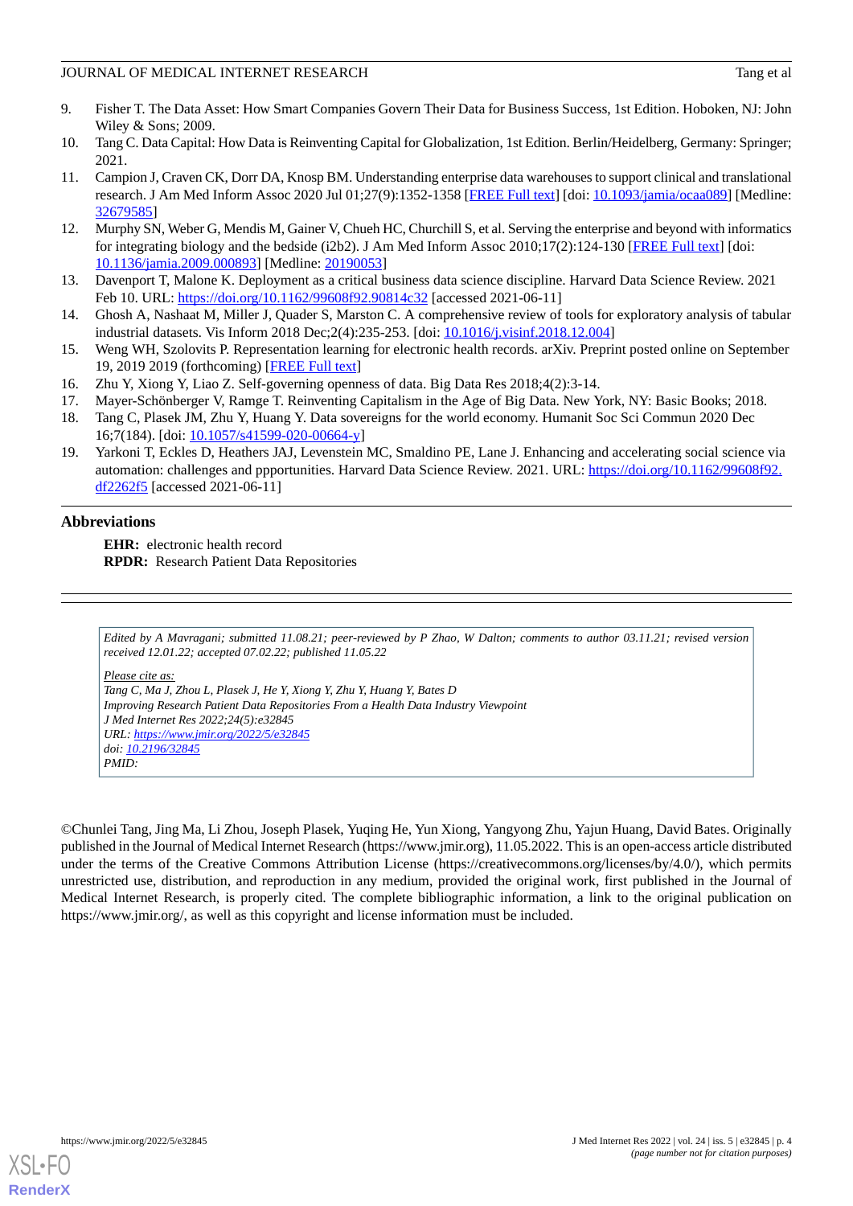9. Fisher T. The Data Asset: How Smart Companies Govern Their Data for Business Success, 1st Edition. Hoboken, NJ: John Wiley & Sons; 2009.
10. Tang C. Data Capital: How Data is Reinventing Capital for Globalization, 1st Edition. Berlin/Heidelberg, Germany: Springer; 2021.
11. Campion J, Craven CK, Dorr DA, Knosp BM. Understanding enterprise data warehouses to support clinical and translational research. J Am Med Inform Assoc 2020 Jul 01;27(9):1352-1358 [FREE Full text] [doi: 10.1093/jamia/ocaa089] [Medline: 32679585]
12. Murphy SN, Weber G, Mendis M, Gainer V, Chueh HC, Churchill S, et al. Serving the enterprise and beyond with informatics for integrating biology and the bedside (i2b2). J Am Med Inform Assoc 2010;17(2):124-130 [FREE Full text] [doi: 10.1136/jamia.2009.000893] [Medline: 20190053]
13. Davenport T, Malone K. Deployment as a critical business data science discipline. Harvard Data Science Review. 2021 Feb 10. URL: https://doi.org/10.1162/99608f92.90814c32 [accessed 2021-06-11]
14. Ghosh A, Nashaat M, Miller J, Quader S, Marston C. A comprehensive review of tools for exploratory analysis of tabular industrial datasets. Vis Inform 2018 Dec;2(4):235-253. [doi: 10.1016/j.visinf.2018.12.004]
15. Weng WH, Szolovits P. Representation learning for electronic health records. arXiv. Preprint posted online on September 19, 2019 2019 (forthcoming) [FREE Full text]
16. Zhu Y, Xiong Y, Liao Z. Self-governing openness of data. Big Data Res 2018;4(2):3-14.
17. Mayer-Schönberger V, Ramge T. Reinventing Capitalism in the Age of Big Data. New York, NY: Basic Books; 2018.
18. Tang C, Plasek JM, Zhu Y, Huang Y. Data sovereigns for the world economy. Humanit Soc Sci Commun 2020 Dec 16;7(184). [doi: 10.1057/s41599-020-00664-y]
19. Yarkoni T, Eckles D, Heathers JAJ, Levenstein MC, Smaldino PE, Lane J. Enhancing and accelerating social science via automation: challenges and ppportunities. Harvard Data Science Review. 2021. URL: https://doi.org/10.1162/99608f92.df2262f5 [accessed 2021-06-11]

## Abbreviations

**EHR:** electronic health record
**RPDR:** Research Patient Data Repositories

*Edited by A Mavragani; submitted 11.08.21; peer-reviewed by P Zhao, W Dalton; comments to author 03.11.21; revised version received 12.01.22; accepted 07.02.22; published 11.05.22*

*Please cite as:*
*Tang C, Ma J, Zhou L, Plasek J, He Y, Xiong Y, Zhu Y, Huang Y, Bates D*
*Improving Research Patient Data Repositories From a Health Data Industry Viewpoint*
*J Med Internet Res 2022;24(5):e32845*
*URL: https://www.jmir.org/2022/5/e32845*
*doi: 10.2196/32845*
*PMID:*

©Chunlei Tang, Jing Ma, Li Zhou, Joseph Plasek, Yuqing He, Yun Xiong, Yangyong Zhu, Yajun Huang, David Bates. Originally published in the Journal of Medical Internet Research (https://www.jmir.org), 11.05.2022. This is an open-access article distributed under the terms of the Creative Commons Attribution License (https://creativecommons.org/licenses/by/4.0/), which permits unrestricted use, distribution, and reproduction in any medium, provided the original work, first published in the Journal of Medical Internet Research, is properly cited. The complete bibliographic information, a link to the original publication on https://www.jmir.org/, as well as this copyright and license information must be included.